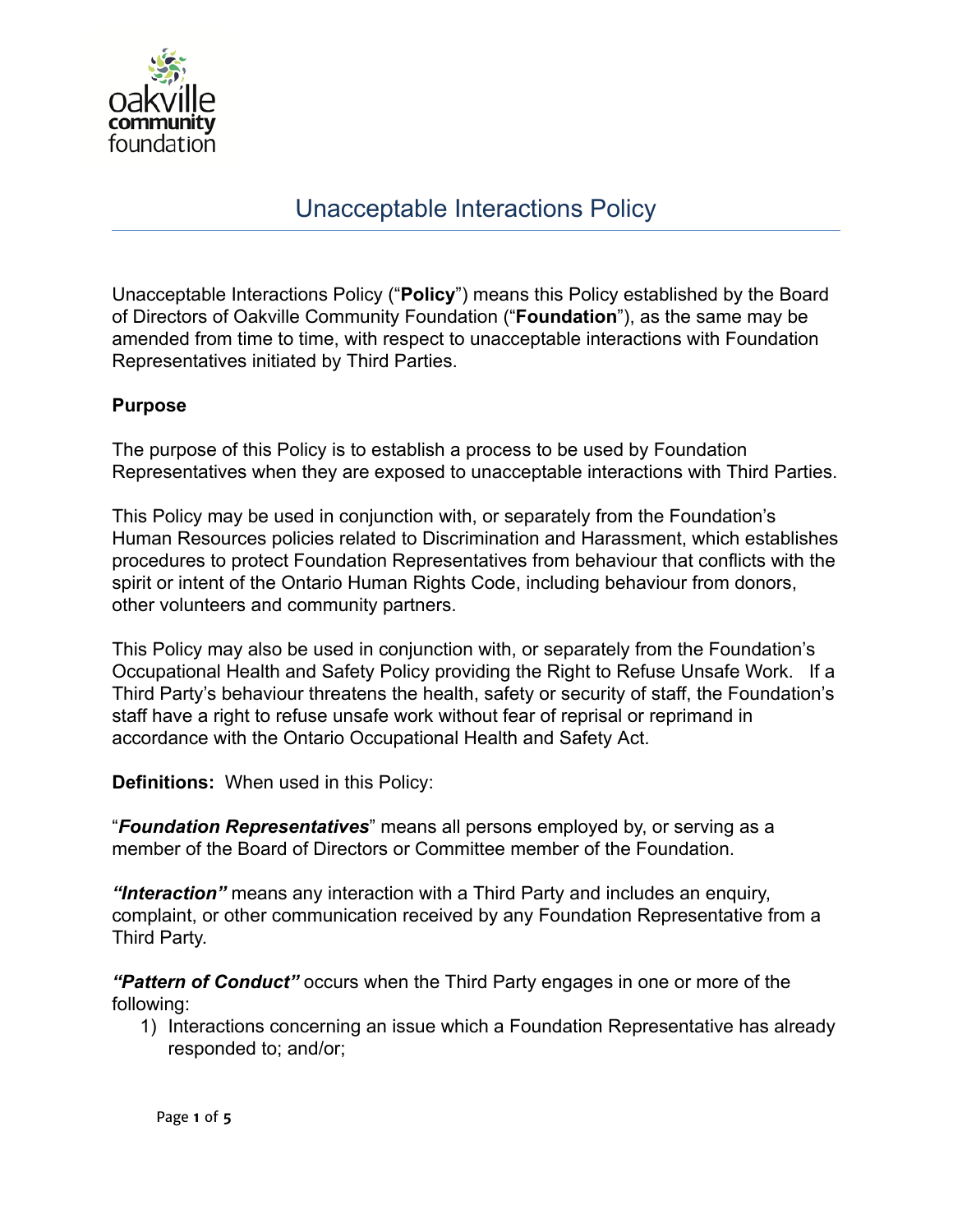# Unacceptable Interactions Policy

Unacceptable Interactions Policy ("**Policy**") means this Policy established by the Board of Directors of Oakville Community Foundation ("**Foundation**"), as the same may be amended from time to time, with respect to unacceptable interactions with Foundation Representatives initiated by Third Parties.

**Purpose**

The purpose of this Policy is to establish a process to be used by Foundation Representatives when they are exposed to unacceptable interactions with Third Parties.

This Policy may be used in conjunction with, or separately from the Foundation's Human Resources policies related to Discrimination and Harassment, which establishes procedures to protect Foundation Representatives from behaviour that conflicts with the spirit or intent of the Ontario Human Rights Code, including behaviour from donors, other volunteers and community partners.

This Policy may also be used in conjunction with, or separately from the Foundation's Occupational Health and Safety Policy providing the Right to Refuse Unsafe Work. If a Third Party's behaviour threatens the health, safety or security of staff, the Foundation's staff have a right to refuse unsafe work without fear of reprisal or reprimand in accordance with the Ontario Occupational Health and Safety Act.

**Definitions:** When used in this Policy:

"***Foundation Representatives***" means all persons employed by, or serving as a member of the Board of Directors or Committee member of the Foundation.

***"Interaction"*** means any interaction with a Third Party and includes an enquiry, complaint, or other communication received by any Foundation Representative from a Third Party.

***"Pattern of Conduct"*** occurs when the Third Party engages in one or more of the following:

1) Interactions concerning an issue which a Foundation Representative has already responded to; and/or;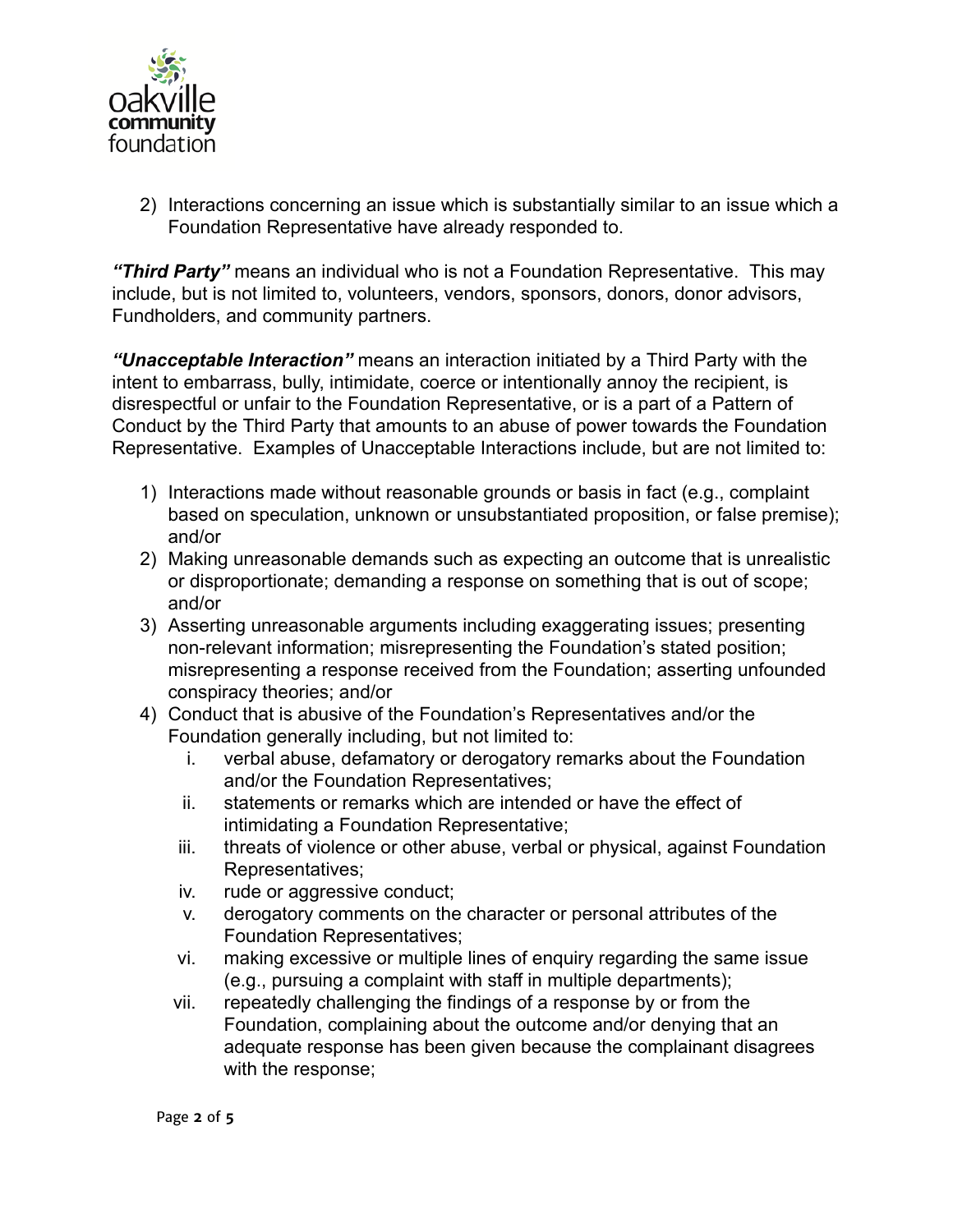2) Interactions concerning an issue which is substantially similar to an issue which a Foundation Representative have already responded to.

***"Third Party"*** means an individual who is not a Foundation Representative. This may include, but is not limited to, volunteers, vendors, sponsors, donors, donor advisors, Fundholders, and community partners.

***"Unacceptable Interaction"*** means an interaction initiated by a Third Party with the intent to embarrass, bully, intimidate, coerce or intentionally annoy the recipient, is disrespectful or unfair to the Foundation Representative, or is a part of a Pattern of Conduct by the Third Party that amounts to an abuse of power towards the Foundation Representative. Examples of Unacceptable Interactions include, but are not limited to:

1) Interactions made without reasonable grounds or basis in fact (e.g., complaint based on speculation, unknown or unsubstantiated proposition, or false premise); and/or
2) Making unreasonable demands such as expecting an outcome that is unrealistic or disproportionate; demanding a response on something that is out of scope; and/or
3) Asserting unreasonable arguments including exaggerating issues; presenting non-relevant information; misrepresenting the Foundation's stated position; misrepresenting a response received from the Foundation; asserting unfounded conspiracy theories; and/or
4) Conduct that is abusive of the Foundation's Representatives and/or the Foundation generally including, but not limited to:
   i. verbal abuse, defamatory or derogatory remarks about the Foundation and/or the Foundation Representatives;
   ii. statements or remarks which are intended or have the effect of intimidating a Foundation Representative;
   iii. threats of violence or other abuse, verbal or physical, against Foundation Representatives;
   iv. rude or aggressive conduct;
   v. derogatory comments on the character or personal attributes of the Foundation Representatives;
   vi. making excessive or multiple lines of enquiry regarding the same issue (e.g., pursuing a complaint with staff in multiple departments);
   vii. repeatedly challenging the findings of a response by or from the Foundation, complaining about the outcome and/or denying that an adequate response has been given because the complainant disagrees with the response;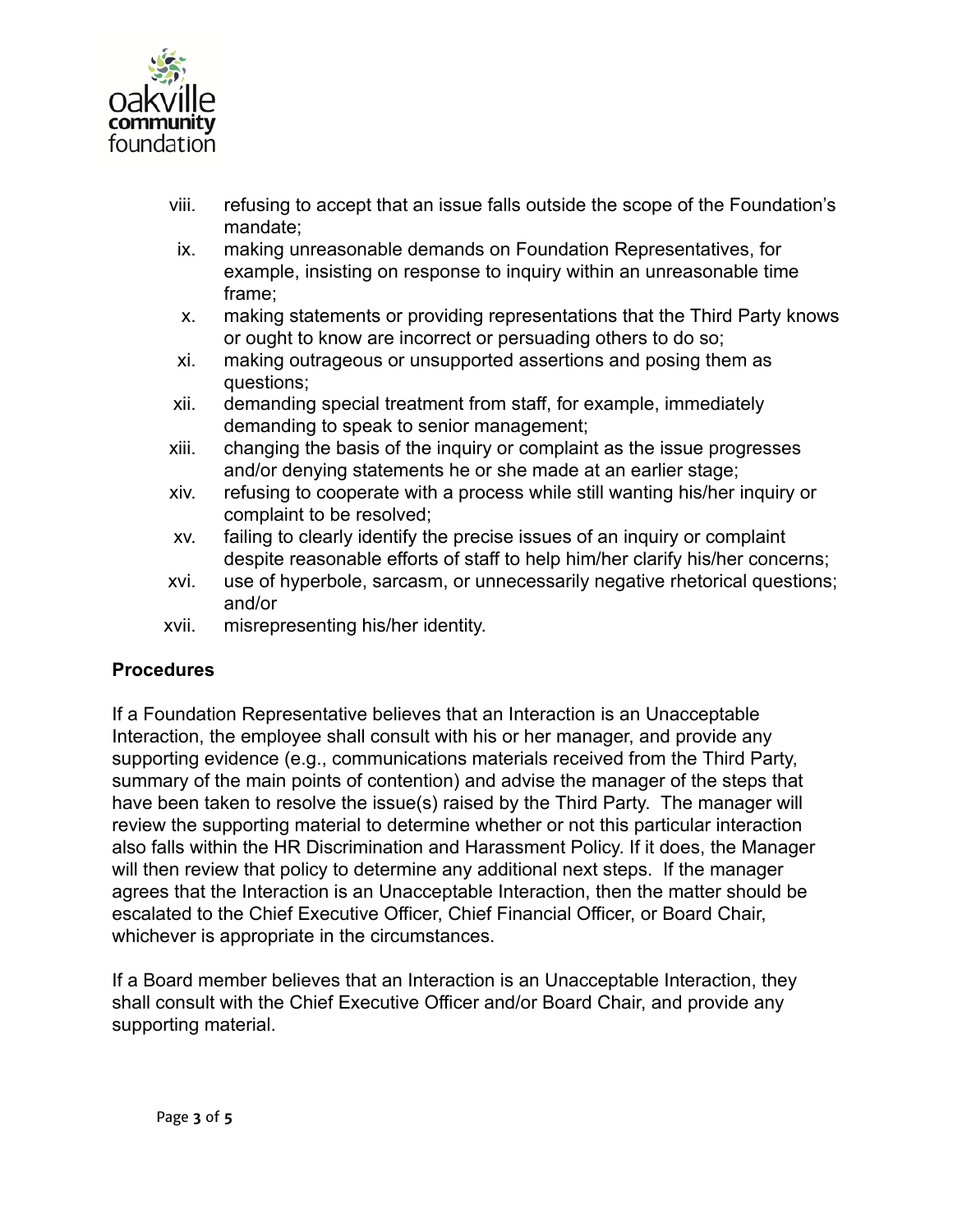viii. refusing to accept that an issue falls outside the scope of the Foundation's mandate;
ix. making unreasonable demands on Foundation Representatives, for example, insisting on response to inquiry within an unreasonable time frame;
x. making statements or providing representations that the Third Party knows or ought to know are incorrect or persuading others to do so;
xi. making outrageous or unsupported assertions and posing them as questions;
xii. demanding special treatment from staff, for example, immediately demanding to speak to senior management;
xiii. changing the basis of the inquiry or complaint as the issue progresses and/or denying statements he or she made at an earlier stage;
xiv. refusing to cooperate with a process while still wanting his/her inquiry or complaint to be resolved;
xv. failing to clearly identify the precise issues of an inquiry or complaint despite reasonable efforts of staff to help him/her clarify his/her concerns;
xvi. use of hyperbole, sarcasm, or unnecessarily negative rhetorical questions; and/or
xvii. misrepresenting his/her identity.

**Procedures**

If a Foundation Representative believes that an Interaction is an Unacceptable Interaction, the employee shall consult with his or her manager, and provide any supporting evidence (e.g., communications materials received from the Third Party, summary of the main points of contention) and advise the manager of the steps that have been taken to resolve the issue(s) raised by the Third Party. The manager will review the supporting material to determine whether or not this particular interaction also falls within the HR Discrimination and Harassment Policy. If it does, the Manager will then review that policy to determine any additional next steps. If the manager agrees that the Interaction is an Unacceptable Interaction, then the matter should be escalated to the Chief Executive Officer, Chief Financial Officer, or Board Chair, whichever is appropriate in the circumstances.

If a Board member believes that an Interaction is an Unacceptable Interaction, they shall consult with the Chief Executive Officer and/or Board Chair, and provide any supporting material.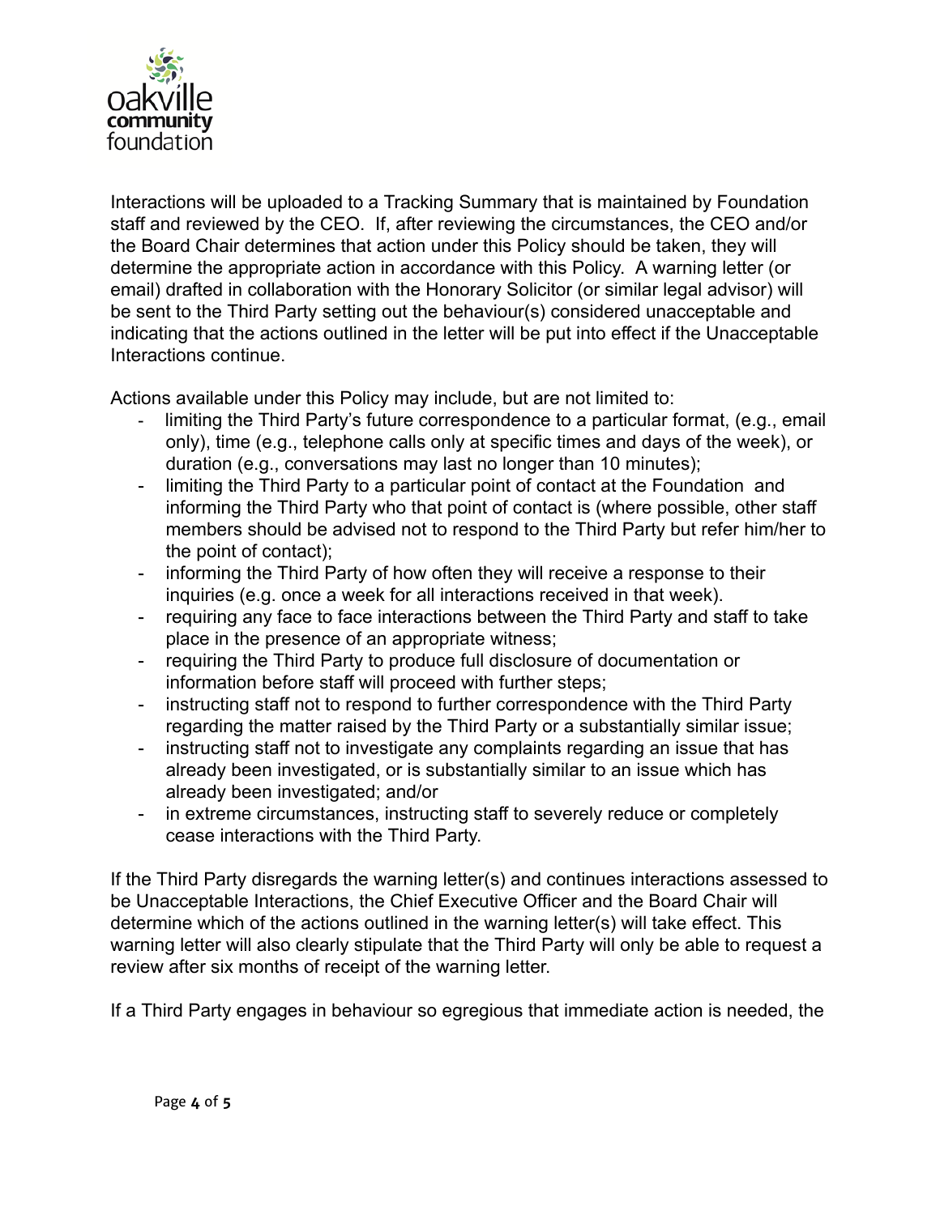Interactions will be uploaded to a Tracking Summary that is maintained by Foundation staff and reviewed by the CEO. If, after reviewing the circumstances, the CEO and/or the Board Chair determines that action under this Policy should be taken, they will determine the appropriate action in accordance with this Policy. A warning letter (or email) drafted in collaboration with the Honorary Solicitor (or similar legal advisor) will be sent to the Third Party setting out the behaviour(s) considered unacceptable and indicating that the actions outlined in the letter will be put into effect if the Unacceptable Interactions continue.

Actions available under this Policy may include, but are not limited to:

- limiting the Third Party's future correspondence to a particular format, (e.g., email only), time (e.g., telephone calls only at specific times and days of the week), or duration (e.g., conversations may last no longer than 10 minutes);
- limiting the Third Party to a particular point of contact at the Foundation and informing the Third Party who that point of contact is (where possible, other staff members should be advised not to respond to the Third Party but refer him/her to the point of contact);
- informing the Third Party of how often they will receive a response to their inquiries (e.g. once a week for all interactions received in that week).
- requiring any face to face interactions between the Third Party and staff to take place in the presence of an appropriate witness;
- requiring the Third Party to produce full disclosure of documentation or information before staff will proceed with further steps;
- instructing staff not to respond to further correspondence with the Third Party regarding the matter raised by the Third Party or a substantially similar issue;
- instructing staff not to investigate any complaints regarding an issue that has already been investigated, or is substantially similar to an issue which has already been investigated; and/or
- in extreme circumstances, instructing staff to severely reduce or completely cease interactions with the Third Party.

If the Third Party disregards the warning letter(s) and continues interactions assessed to be Unacceptable Interactions, the Chief Executive Officer and the Board Chair will determine which of the actions outlined in the warning letter(s) will take effect. This warning letter will also clearly stipulate that the Third Party will only be able to request a review after six months of receipt of the warning letter.

If a Third Party engages in behaviour so egregious that immediate action is needed, the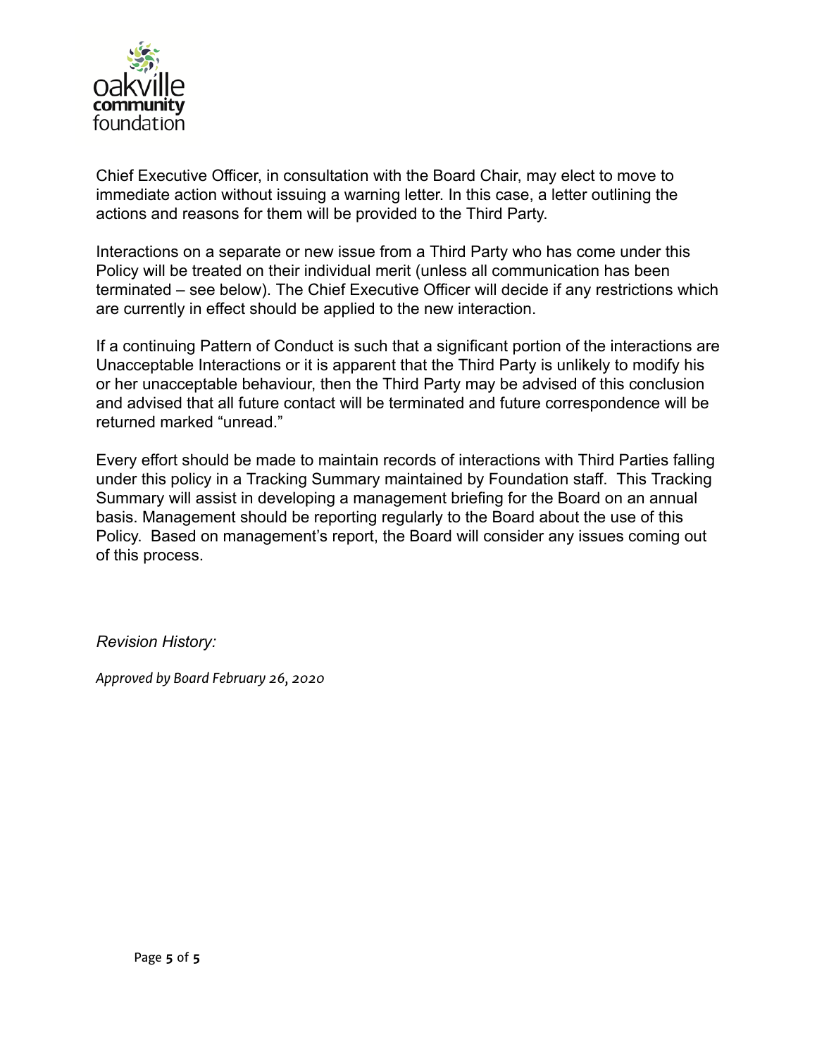Chief Executive Officer, in consultation with the Board Chair, may elect to move to immediate action without issuing a warning letter. In this case, a letter outlining the actions and reasons for them will be provided to the Third Party.

Interactions on a separate or new issue from a Third Party who has come under this Policy will be treated on their individual merit (unless all communication has been terminated – see below). The Chief Executive Officer will decide if any restrictions which are currently in effect should be applied to the new interaction.

If a continuing Pattern of Conduct is such that a significant portion of the interactions are Unacceptable Interactions or it is apparent that the Third Party is unlikely to modify his or her unacceptable behaviour, then the Third Party may be advised of this conclusion and advised that all future contact will be terminated and future correspondence will be returned marked "unread."

Every effort should be made to maintain records of interactions with Third Parties falling under this policy in a Tracking Summary maintained by Foundation staff. This Tracking Summary will assist in developing a management briefing for the Board on an annual basis. Management should be reporting regularly to the Board about the use of this Policy. Based on management's report, the Board will consider any issues coming out of this process.

*Revision History:*

*Approved by Board February 26, 2020*